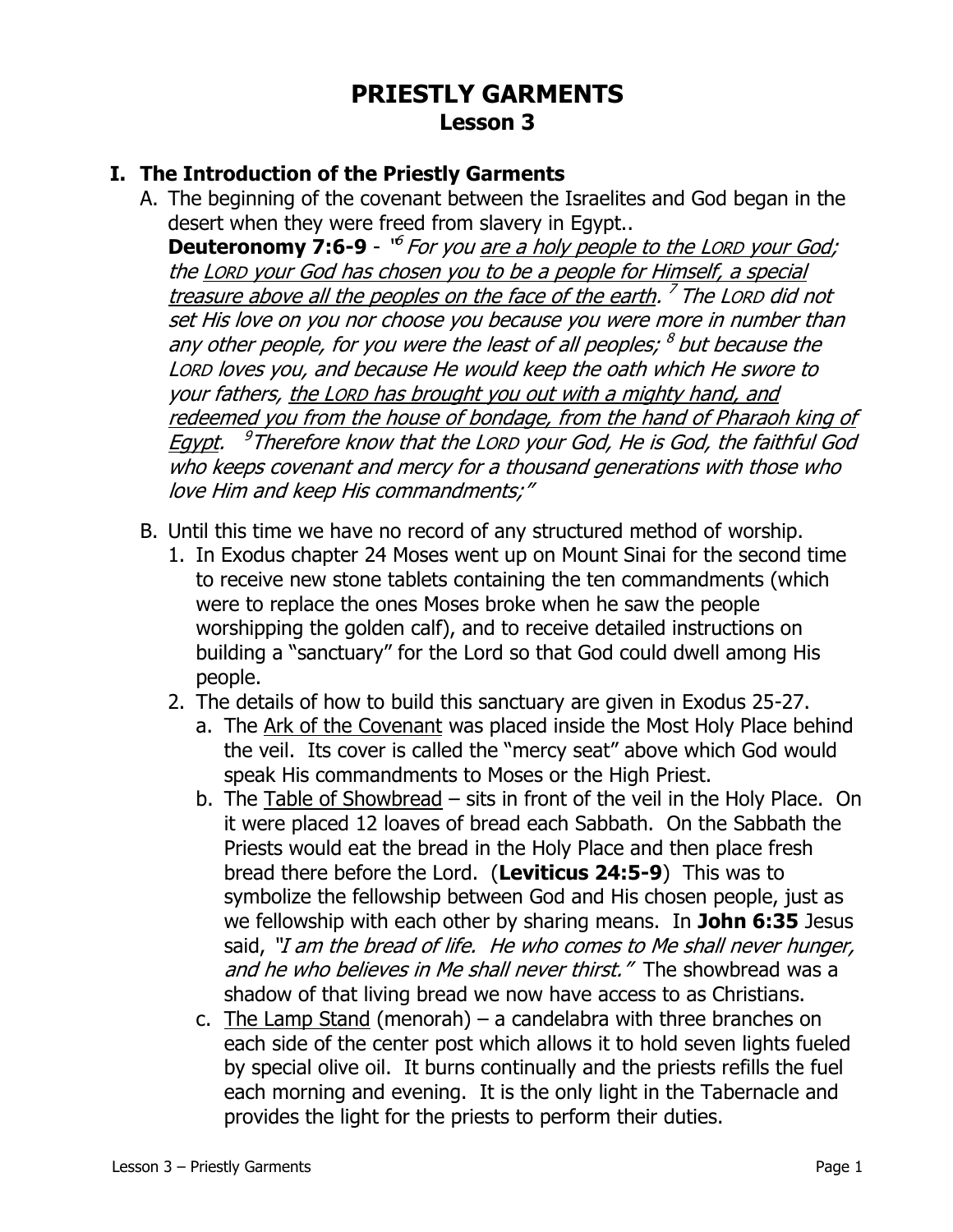# PRIESTLY GARMENTS
## Lesson 3

### I. The Introduction of the Priestly Garments

A. The beginning of the covenant between the Israelites and God began in the desert when they were freed from slavery in Egypt..

**Deuteronomy 7:6-9** - "[6] *For you <u>are a holy people to the LORD your God</u>; the <u>LORD your God has chosen you to be a people for Himself, a special treasure above all the peoples on the face of the earth</u>. [7] The LORD did not set His love on you nor choose you because you were more in number than any other people, for you were the least of all peoples; [8] but because the LORD loves you, and because He would keep the oath which He swore to your fathers, <u>the LORD has brought you out with a mighty hand, and redeemed you from the house of bondage, from the hand of Pharaoh king of Egypt</u>. [9] Therefore know that the LORD your God, He is God, the faithful God who keeps covenant and mercy for a thousand generations with those who love Him and keep His commandments;"*

B. Until this time we have no record of any structured method of worship.

1. In Exodus chapter 24 Moses went up on Mount Sinai for the second time to receive new stone tablets containing the ten commandments (which were to replace the ones Moses broke when he saw the people worshipping the golden calf), and to receive detailed instructions on building a "sanctuary" for the Lord so that God could dwell among His people.
2. The details of how to build this sanctuary are given in Exodus 25-27.
   a. The <u>Ark of the Covenant</u> was placed inside the Most Holy Place behind the veil. Its cover is called the "mercy seat" above which God would speak His commandments to Moses or the High Priest.
   b. The <u>Table of Showbread</u> – sits in front of the veil in the Holy Place. On it were placed 12 loaves of bread each Sabbath. On the Sabbath the Priests would eat the bread in the Holy Place and then place fresh bread there before the Lord. (**Leviticus 24:5-9**) This was to symbolize the fellowship between God and His chosen people, just as we fellowship with each other by sharing means. In **John 6:35** Jesus said, *"I am the bread of life. He who comes to Me shall never hunger, and he who believes in Me shall never thirst."* The showbread was a shadow of that living bread we now have access to as Christians.
   c. <u>The Lamp Stand</u> (menorah) – a candelabra with three branches on each side of the center post which allows it to hold seven lights fueled by special olive oil. It burns continually and the priests refills the fuel each morning and evening. It is the only light in the Tabernacle and provides the light for the priests to perform their duties.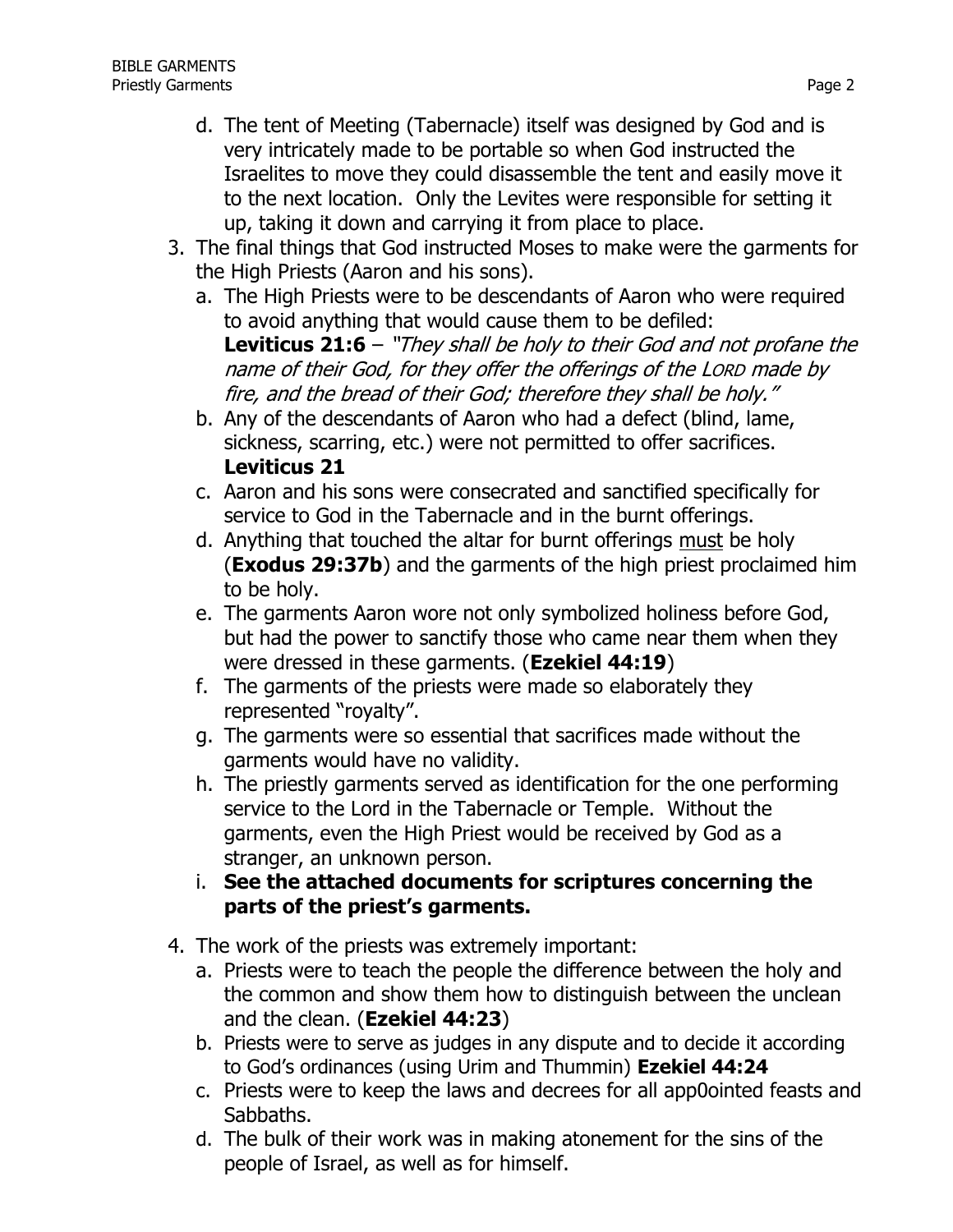d. The tent of Meeting (Tabernacle) itself was designed by God and is very intricately made to be portable so when God instructed the Israelites to move they could disassemble the tent and easily move it to the next location. Only the Levites were responsible for setting it up, taking it down and carrying it from place to place.

3. The final things that God instructed Moses to make were the garments for the High Priests (Aaron and his sons).
   a. The High Priests were to be descendants of Aaron who were required to avoid anything that would cause them to be defiled: **Leviticus 21:6** – *"They shall be holy to their God and not profane the name of their God, for they offer the offerings of the LORD made by fire, and the bread of their God; therefore they shall be holy."*
   b. Any of the descendants of Aaron who had a defect (blind, lame, sickness, scarring, etc.) were not permitted to offer sacrifices. **Leviticus 21**
   c. Aaron and his sons were consecrated and sanctified specifically for service to God in the Tabernacle and in the burnt offerings.
   d. Anything that touched the altar for burnt offerings must be holy (**Exodus 29:37b**) and the garments of the high priest proclaimed him to be holy.
   e. The garments Aaron wore not only symbolized holiness before God, but had the power to sanctify those who came near them when they were dressed in these garments. (**Ezekiel 44:19**)
   f. The garments of the priests were made so elaborately they represented "royalty".
   g. The garments were so essential that sacrifices made without the garments would have no validity.
   h. The priestly garments served as identification for the one performing service to the Lord in the Tabernacle or Temple. Without the garments, even the High Priest would be received by God as a stranger, an unknown person.
   i. **See the attached documents for scriptures concerning the parts of the priest's garments.**

4. The work of the priests was extremely important:
   a. Priests were to teach the people the difference between the holy and the common and show them how to distinguish between the unclean and the clean. (**Ezekiel 44:23**)
   b. Priests were to serve as judges in any dispute and to decide it according to God's ordinances (using Urim and Thummin) **Ezekiel 44:24**
   c. Priests were to keep the laws and decrees for all app0ointed feasts and Sabbaths.
   d. The bulk of their work was in making atonement for the sins of the people of Israel, as well as for himself.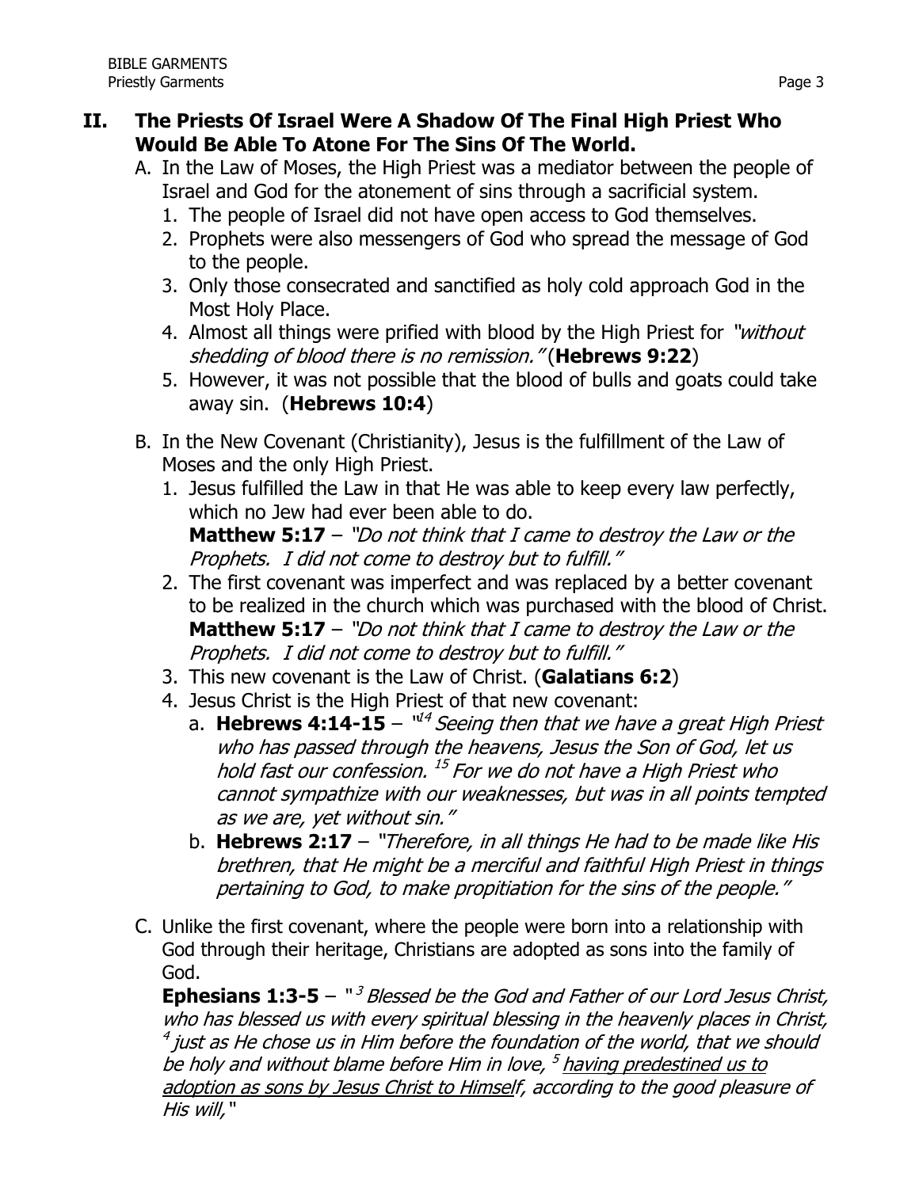## II. The Priests Of Israel Were A Shadow Of The Final High Priest Who Would Be Able To Atone For The Sins Of The World.

A. In the Law of Moses, the High Priest was a mediator between the people of Israel and God for the atonement of sins through a sacrificial system.
   1. The people of Israel did not have open access to God themselves.
   2. Prophets were also messengers of God who spread the message of God to the people.
   3. Only those consecrated and sanctified as holy cold approach God in the Most Holy Place.
   4. Almost all things were prified with blood by the High Priest for *"without shedding of blood there is no remission."* (**Hebrews 9:22**)
   5. However, it was not possible that the blood of bulls and goats could take away sin. (**Hebrews 10:4**)

B. In the New Covenant (Christianity), Jesus is the fulfillment of the Law of Moses and the only High Priest.
   1. Jesus fulfilled the Law in that He was able to keep every law perfectly, which no Jew had ever been able to do.
      **Matthew 5:17** – *"Do not think that I came to destroy the Law or the Prophets. I did not come to destroy but to fulfill."*
   2. The first covenant was imperfect and was replaced by a better covenant to be realized in the church which was purchased with the blood of Christ.
      **Matthew 5:17** – *"Do not think that I came to destroy the Law or the Prophets. I did not come to destroy but to fulfill."*
   3. This new covenant is the Law of Christ. (**Galatians 6:2**)
   4. Jesus Christ is the High Priest of that new covenant:
      a. **Hebrews 4:14-15** – *"[14] Seeing then that we have a great High Priest who has passed through the heavens, Jesus the Son of God, let us hold fast our confession. [15] For we do not have a High Priest who cannot sympathize with our weaknesses, but was in all points tempted as we are, yet without sin."*
      b. **Hebrews 2:17** – *"Therefore, in all things He had to be made like His brethren, that He might be a merciful and faithful High Priest in things pertaining to God, to make propitiation for the sins of the people."*

C. Unlike the first covenant, where the people were born into a relationship with God through their heritage, Christians are adopted as sons into the family of God.
   **Ephesians 1:3-5** – *"[3] Blessed be the God and Father of our Lord Jesus Christ, who has blessed us with every spiritual blessing in the heavenly places in Christ, [4] just as He chose us in Him before the foundation of the world, that we should be holy and without blame before Him in love, [5] <u>having predestined us to adoption as sons by Jesus Christ to Himself</u>, according to the good pleasure of His will,"*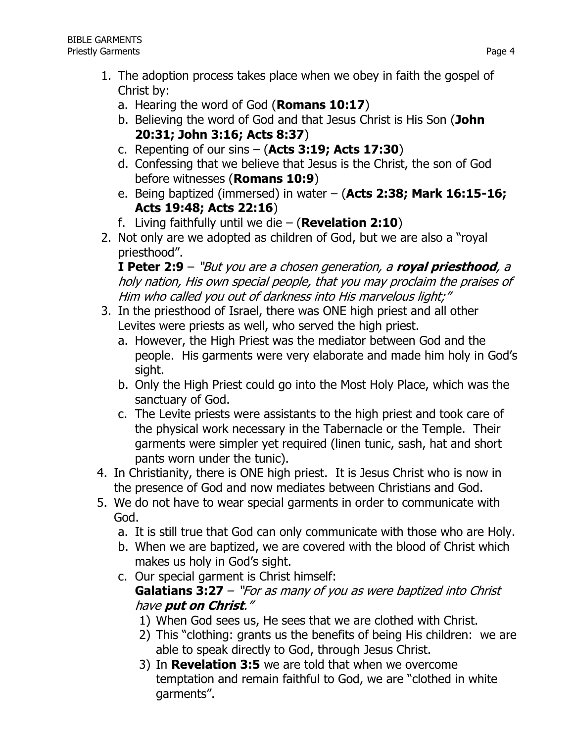1. The adoption process takes place when we obey in faith the gospel of Christ by:
   a. Hearing the word of God (**Romans 10:17**)
   b. Believing the word of God and that Jesus Christ is His Son (**John 20:31; John 3:16; Acts 8:37**)
   c. Repenting of our sins – (**Acts 3:19; Acts 17:30**)
   d. Confessing that we believe that Jesus is the Christ, the son of God before witnesses (**Romans 10:9**)
   e. Being baptized (immersed) in water – (**Acts 2:38; Mark 16:15-16; Acts 19:48; Acts 22:16**)
   f. Living faithfully until we die – (**Revelation 2:10**)
2. Not only are we adopted as children of God, but we are also a "royal priesthood".
   **I Peter 2:9** – *"But you are a chosen generation, a **royal priesthood**, a holy nation, His own special people, that you may proclaim the praises of Him who called you out of darkness into His marvelous light;"*
3. In the priesthood of Israel, there was ONE high priest and all other Levites were priests as well, who served the high priest.
   a. However, the High Priest was the mediator between God and the people. His garments were very elaborate and made him holy in God's sight.
   b. Only the High Priest could go into the Most Holy Place, which was the sanctuary of God.
   c. The Levite priests were assistants to the high priest and took care of the physical work necessary in the Tabernacle or the Temple. Their garments were simpler yet required (linen tunic, sash, hat and short pants worn under the tunic).
4. In Christianity, there is ONE high priest. It is Jesus Christ who is now in the presence of God and now mediates between Christians and God.
5. We do not have to wear special garments in order to communicate with God.
   a. It is still true that God can only communicate with those who are Holy.
   b. When we are baptized, we are covered with the blood of Christ which makes us holy in God's sight.
   c. Our special garment is Christ himself:
      **Galatians 3:27** – *"For as many of you as were baptized into Christ have **put on Christ**."*
      1) When God sees us, He sees that we are clothed with Christ.
      2) This "clothing: grants us the benefits of being His children: we are able to speak directly to God, through Jesus Christ.
      3) In **Revelation 3:5** we are told that when we overcome temptation and remain faithful to God, we are "clothed in white garments".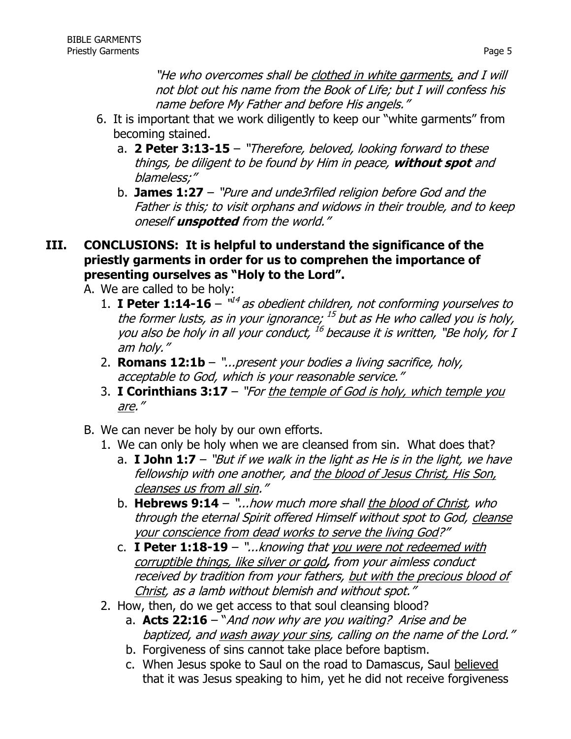*"He who overcomes shall be <u>clothed in white garments,</u> and I will not blot out his name from the Book of Life; but I will confess his name before My Father and before His angels."*

6. It is important that we work diligently to keep our "white garments" from becoming stained.
   a. **2 Peter 3:13-15** – *"Therefore, beloved, looking forward to these things, be diligent to be found by Him in peace,* ***without spot*** *and blameless;"*
   b. **James 1:27** – *"Pure and unde3rfiled religion before God and the Father is this; to visit orphans and widows in their trouble, and to keep oneself* ***unspotted*** *from the world."*

## III. CONCLUSIONS: It is helpful to understand the significance of the priestly garments in order for us to comprehen the importance of presenting ourselves as "Holy to the Lord".

A. We are called to be holy:
   1. **I Peter 1:14-16** – *"[14] as obedient children, not conforming yourselves to the former lusts, as in your ignorance; [15] but as He who called you is holy, you also be holy in all your conduct, [16] because it is written, "Be holy, for I am holy."*
   2. **Romans 12:1b** – *"...present your bodies a living sacrifice, holy, acceptable to God, which is your reasonable service."*
   3. **I Corinthians 3:17** – *"For <u>the temple of God is holy, which temple you are</u>."*

B. We can never be holy by our own efforts.
   1. We can only be holy when we are cleansed from sin. What does that?
      a. **I John 1:7** – *"But if we walk in the light as He is in the light, we have fellowship with one another, and <u>the blood of Jesus Christ, His Son, cleanses us from all sin</u>."*
      b. **Hebrews 9:14** – *"...how much more shall <u>the blood of Christ</u>, who through the eternal Spirit offered Himself without spot to God, <u>cleanse your conscience from dead works to serve the living God</u>?"*
      c. **I Peter 1:18-19** – *"...knowing that <u>you were not redeemed with corruptible things, like silver or gold</u>, from your aimless conduct received by tradition from your fathers, <u>but with the precious blood of Christ</u>, as a lamb without blemish and without spot."*
   2. How, then, do we get access to that soul cleansing blood?
      a. **Acts 22:16** – *"And now why are you waiting? Arise and be baptized, and <u>wash away your sins</u>, calling on the name of the Lord."*
      b. Forgiveness of sins cannot take place before baptism.
      c. When Jesus spoke to Saul on the road to Damascus, Saul <u>believed</u> that it was Jesus speaking to him, yet he did not receive forgiveness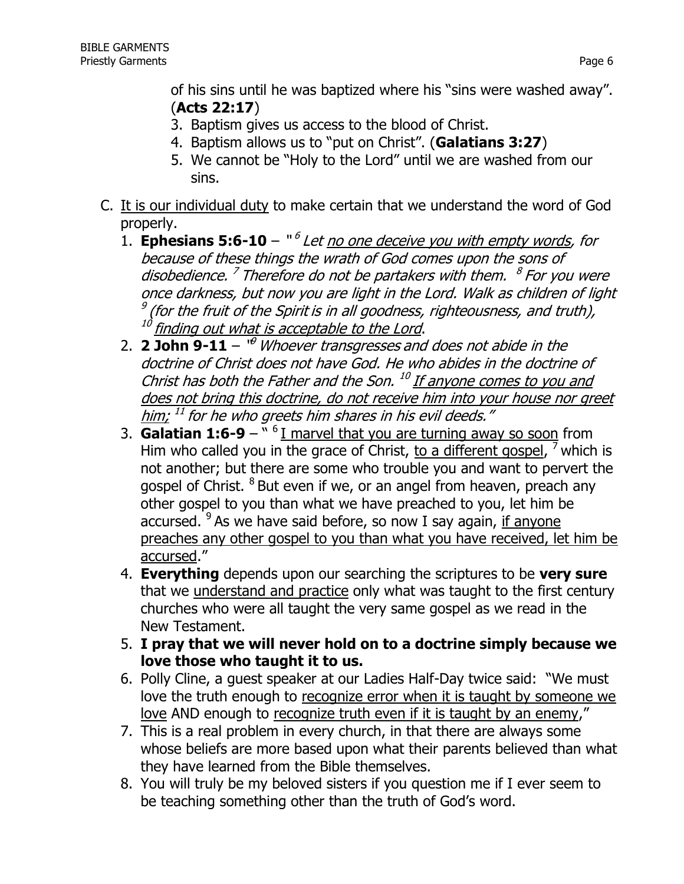of his sins until he was baptized where his "sins were washed away". (**Acts 22:17**)

3. Baptism gives us access to the blood of Christ.
4. Baptism allows us to "put on Christ". (**Galatians 3:27**)
5. We cannot be "Holy to the Lord" until we are washed from our sins.

C. <u>It is our individual duty</u> to make certain that we understand the word of God properly.

1. **Ephesians 5:6-10** – "[6] *Let <u>no one deceive you with empty words</u>, for because of these things the wrath of God comes upon the sons of disobedience. [7] Therefore do not be partakers with them. [8] For you were once darkness, but now you are light in the Lord. Walk as children of light [9] (for the fruit of the Spirit is in all goodness, righteousness, and truth), [10] <u>finding out what is acceptable to the Lord</u>.*
2. **2 John 9-11** – "[9] *Whoever transgresses and does not abide in the doctrine of Christ does not have God. He who abides in the doctrine of Christ has both the Father and the Son. [10] <u>If anyone comes to you and does not bring this doctrine, do not receive him into your house nor greet him;</u> [11] for he who greets him shares in his evil deeds."*
3. **Galatian 1:6-9** – " [6] <u>I marvel that you are turning away so soon</u> from Him who called you in the grace of Christ, <u>to a different gospel</u>, [7] which is not another; but there are some who trouble you and want to pervert the gospel of Christ. [8] But even if we, or an angel from heaven, preach any other gospel to you than what we have preached to you, let him be accursed. [9] As we have said before, so now I say again, <u>if anyone preaches any other gospel to you than what you have received, let him be accursed</u>."
4. **Everything** depends upon our searching the scriptures to be **very sure** that we <u>understand and practice</u> only what was taught to the first century churches who were all taught the very same gospel as we read in the New Testament.
5. **I pray that we will never hold on to a doctrine simply because we love those who taught it to us.**
6. Polly Cline, a guest speaker at our Ladies Half-Day twice said: "We must love the truth enough to <u>recognize error when it is taught by someone we love</u> AND enough to <u>recognize truth even if it is taught by an enemy</u>,"
7. This is a real problem in every church, in that there are always some whose beliefs are more based upon what their parents believed than what they have learned from the Bible themselves.
8. You will truly be my beloved sisters if you question me if I ever seem to be teaching something other than the truth of God's word.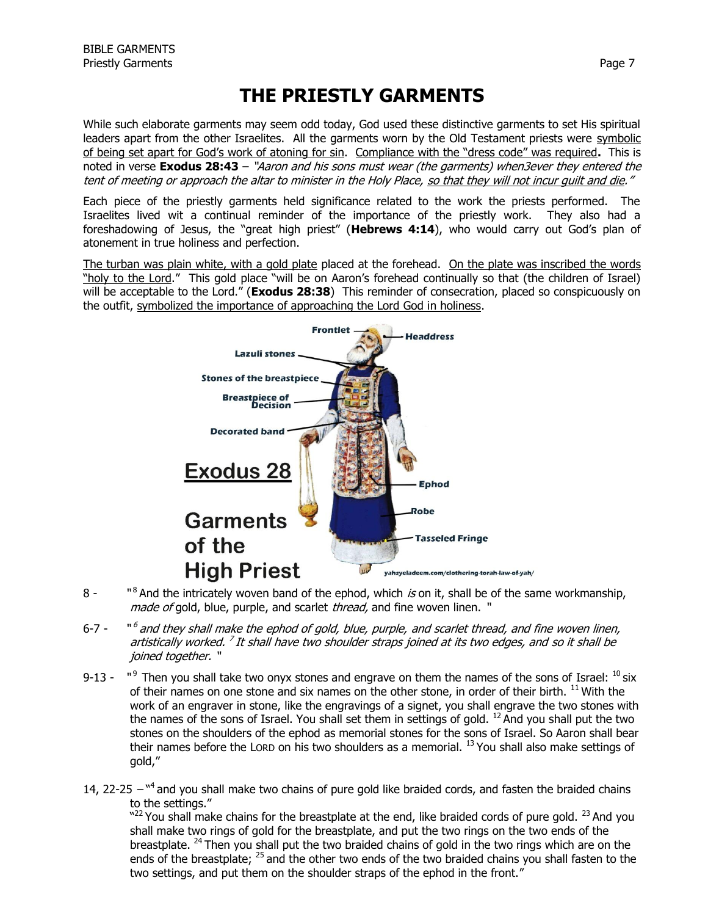# THE PRIESTLY GARMENTS

While such elaborate garments may seem odd today, God used these distinctive garments to set His spiritual leaders apart from the other Israelites. All the garments worn by the Old Testament priests were symbolic of being set apart for God's work of atoning for sin. Compliance with the "dress code" was required**.** This is noted in verse **Exodus 28:43** – *"Aaron and his sons must wear (the garments) when3ever they entered the tent of meeting or approach the altar to minister in the Holy Place, so that they will not incur guilt and die."*

Each piece of the priestly garments held significance related to the work the priests performed. The Israelites lived wit a continual reminder of the importance of the priestly work. They also had a foreshadowing of Jesus, the "great high priest" (**Hebrews 4:14**), who would carry out God's plan of atonement in true holiness and perfection.

The turban was plain white, with a gold plate placed at the forehead. On the plate was inscribed the words "holy to the Lord." This gold place "will be on Aaron's forehead continually so that (the children of Israel) will be acceptable to the Lord." (**Exodus 28:38**) This reminder of consecration, placed so conspicuously on the outfit, symbolized the importance of approaching the Lord God in holiness.

Frontlet, Headdress, Lazuli stones, Stones of the breastpiece, Breastpiece of Decision, Decorated band, Ephod, Robe, Tasseled Fringe

**Exodus 28**

**Garments of the High Priest**

yahsyeladeem.com/clothering-torah-law-of-yah/

8 - "[8] And the intricately woven band of the ephod, which *is* on it, shall be of the same workmanship, *made of* gold, blue, purple, and scarlet *thread,* and fine woven linen. "

6-7 - "*[6] and they shall make the ephod of gold, blue, purple, and scarlet thread, and fine woven linen, artistically worked. [7] It shall have two shoulder straps joined at its two edges, and so it shall be joined together.* "

9-13 - "[9] Then you shall take two onyx stones and engrave on them the names of the sons of Israel: [10] six of their names on one stone and six names on the other stone, in order of their birth. [11] With the work of an engraver in stone, like the engravings of a signet, you shall engrave the two stones with the names of the sons of Israel. You shall set them in settings of gold. [12] And you shall put the two stones on the shoulders of the ephod as memorial stones for the sons of Israel. So Aaron shall bear their names before the LORD on his two shoulders as a memorial. [13] You shall also make settings of gold,"

14, 22-25 – "[4] and you shall make two chains of pure gold like braided cords, and fasten the braided chains to the settings."

"[22] You shall make chains for the breastplate at the end, like braided cords of pure gold. [23] And you shall make two rings of gold for the breastplate, and put the two rings on the two ends of the breastplate. [24] Then you shall put the two braided chains of gold in the two rings which are on the ends of the breastplate; [25] and the other two ends of the two braided chains you shall fasten to the two settings, and put them on the shoulder straps of the ephod in the front."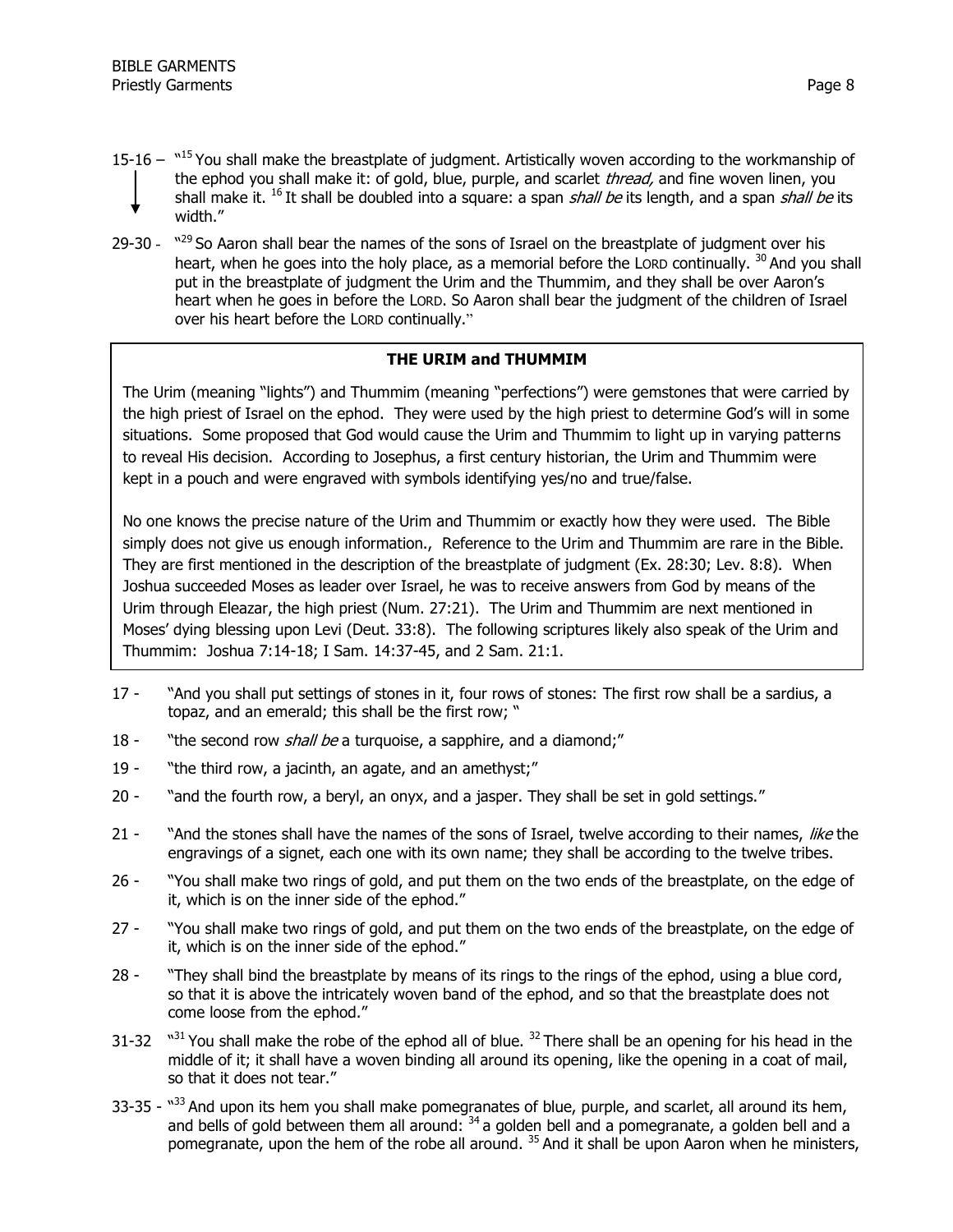15-16 – "[15] You shall make the breastplate of judgment. Artistically woven according to the workmanship of the ephod you shall make it: of gold, blue, purple, and scarlet *thread,* and fine woven linen, you shall make it. [16] It shall be doubled into a square: a span *shall be* its length, and a span *shall be* its width."

29-30 - "[29] So Aaron shall bear the names of the sons of Israel on the breastplate of judgment over his heart, when he goes into the holy place, as a memorial before the LORD continually. [30] And you shall put in the breastplate of judgment the Urim and the Thummim, and they shall be over Aaron's heart when he goes in before the LORD. So Aaron shall bear the judgment of the children of Israel over his heart before the LORD continually."

**THE URIM and THUMMIM**

The Urim (meaning "lights") and Thummim (meaning "perfections") were gemstones that were carried by the high priest of Israel on the ephod. They were used by the high priest to determine God's will in some situations. Some proposed that God would cause the Urim and Thummim to light up in varying patterns to reveal His decision. According to Josephus, a first century historian, the Urim and Thummim were kept in a pouch and were engraved with symbols identifying yes/no and true/false.

No one knows the precise nature of the Urim and Thummim or exactly how they were used. The Bible simply does not give us enough information., Reference to the Urim and Thummim are rare in the Bible. They are first mentioned in the description of the breastplate of judgment (Ex. 28:30; Lev. 8:8). When Joshua succeeded Moses as leader over Israel, he was to receive answers from God by means of the Urim through Eleazar, the high priest (Num. 27:21). The Urim and Thummim are next mentioned in Moses' dying blessing upon Levi (Deut. 33:8). The following scriptures likely also speak of the Urim and Thummim: Joshua 7:14-18; I Sam. 14:37-45, and 2 Sam. 21:1.

17 - "And you shall put settings of stones in it, four rows of stones: The first row shall be a sardius, a topaz, and an emerald; this shall be the first row; "

18 - "the second row *shall be* a turquoise, a sapphire, and a diamond;"

19 - "the third row, a jacinth, an agate, and an amethyst;"

20 - "and the fourth row, a beryl, an onyx, and a jasper. They shall be set in gold settings."

21 - "And the stones shall have the names of the sons of Israel, twelve according to their names, *like* the engravings of a signet, each one with its own name; they shall be according to the twelve tribes.

26 - "You shall make two rings of gold, and put them on the two ends of the breastplate, on the edge of it, which is on the inner side of the ephod."

27 - "You shall make two rings of gold, and put them on the two ends of the breastplate, on the edge of it, which is on the inner side of the ephod."

28 - "They shall bind the breastplate by means of its rings to the rings of the ephod, using a blue cord, so that it is above the intricately woven band of the ephod, and so that the breastplate does not come loose from the ephod."

31-32 "[31] You shall make the robe of the ephod all of blue. [32] There shall be an opening for his head in the middle of it; it shall have a woven binding all around its opening, like the opening in a coat of mail, so that it does not tear."

33-35 - "[33] And upon its hem you shall make pomegranates of blue, purple, and scarlet, all around its hem, and bells of gold between them all around: [34] a golden bell and a pomegranate, a golden bell and a pomegranate, upon the hem of the robe all around. [35] And it shall be upon Aaron when he ministers,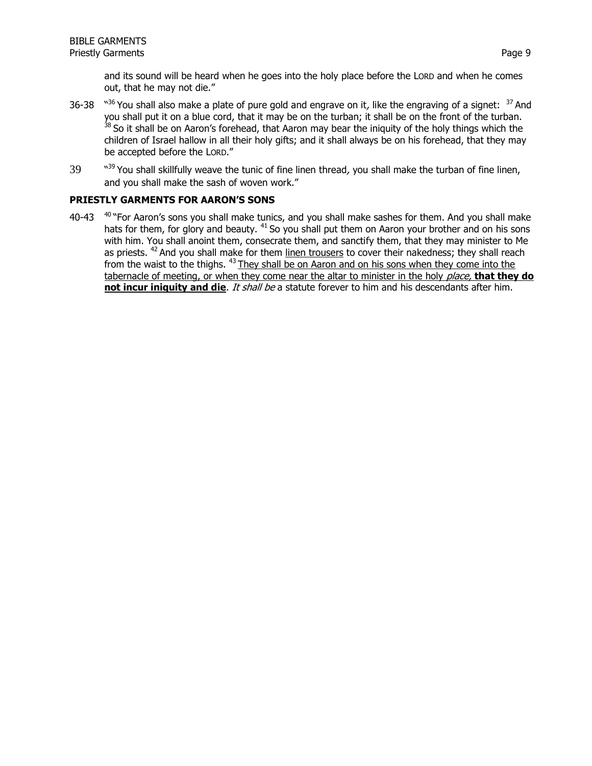and its sound will be heard when he goes into the holy place before the LORD and when he comes out, that he may not die."

36-38 "[36] You shall also make a plate of pure gold and engrave on it*,* like the engraving of a signet: [37] And you shall put it on a blue cord, that it may be on the turban; it shall be on the front of the turban. [38] So it shall be on Aaron's forehead, that Aaron may bear the iniquity of the holy things which the children of Israel hallow in all their holy gifts; and it shall always be on his forehead, that they may be accepted before the LORD."

39 "[39] You shall skillfully weave the tunic of fine linen thread*,* you shall make the turban of fine linen, and you shall make the sash of woven work."

**PRIESTLY GARMENTS FOR AARON'S SONS**

40-43 [40] "For Aaron's sons you shall make tunics, and you shall make sashes for them. And you shall make hats for them, for glory and beauty. [41] So you shall put them on Aaron your brother and on his sons with him. You shall anoint them, consecrate them, and sanctify them, that they may minister to Me as priests. [42] And you shall make for them <u>linen trousers</u> to cover their nakedness; they shall reach from the waist to the thighs. [43] <u>They shall be on Aaron and on his sons when they come into the tabernacle of meeting, or when they come near the altar to minister in the holy *place,* **that they do not incur iniquity and die**</u>. *It shall be* a statute forever to him and his descendants after him.